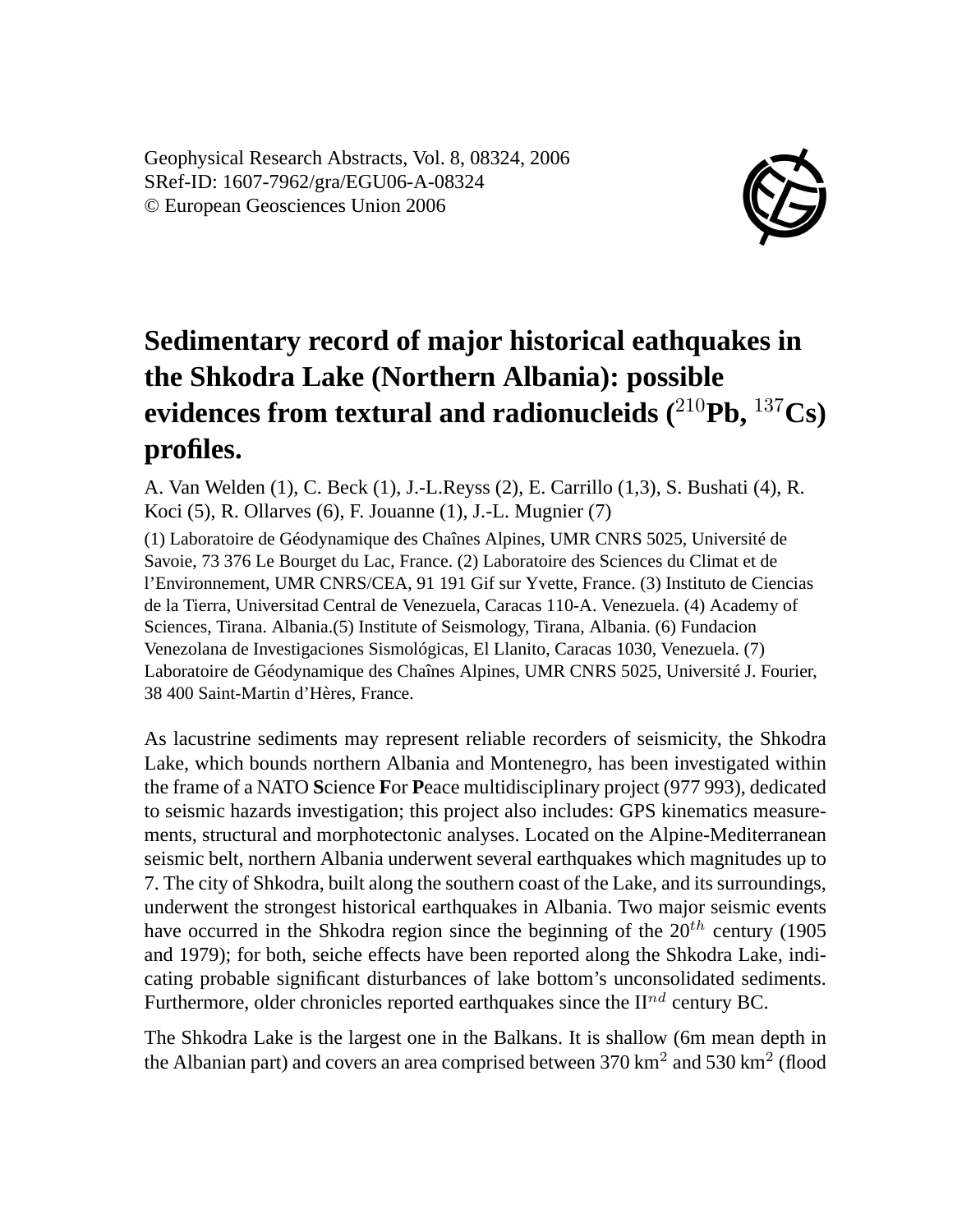Geophysical Research Abstracts, Vol. 8, 08324, 2006
SRef-ID: 1607-7962/gra/EGU06-A-08324
© European Geosciences Union 2006

# Sedimentary record of major historical eathquakes in the Shkodra Lake (Northern Albania): possible evidences from textural and radionucleids ($^{210}$Pb, $^{137}$Cs) profiles.

A. Van Welden (1), C. Beck (1), J.-L.Reyss (2), E. Carrillo (1,3), S. Bushati (4), R. Koci (5), R. Ollarves (6), F. Jouanne (1), J.-L. Mugnier (7)

(1) Laboratoire de Géodynamique des Chaînes Alpines, UMR CNRS 5025, Université de Savoie, 73 376 Le Bourget du Lac, France. (2) Laboratoire des Sciences du Climat et de l'Environnement, UMR CNRS/CEA, 91 191 Gif sur Yvette, France. (3) Instituto de Ciencias de la Tierra, Universitad Central de Venezuela, Caracas 110-A. Venezuela. (4) Academy of Sciences, Tirana. Albania.(5) Institute of Seismology, Tirana, Albania. (6) Fundacion Venezolana de Investigaciones Sismológicas, El Llanito, Caracas 1030, Venezuela. (7) Laboratoire de Géodynamique des Chaînes Alpines, UMR CNRS 5025, Université J. Fourier, 38 400 Saint-Martin d'Hères, France.

As lacustrine sediments may represent reliable recorders of seismicity, the Shkodra Lake, which bounds northern Albania and Montenegro, has been investigated within the frame of a NATO **S**cience **F**or **P**eace multidisciplinary project (977 993), dedicated to seismic hazards investigation; this project also includes: GPS kinematics measurements, structural and morphotectonic analyses. Located on the Alpine-Mediterranean seismic belt, northern Albania underwent several earthquakes which magnitudes up to 7. The city of Shkodra, built along the southern coast of the Lake, and its surroundings, underwent the strongest historical earthquakes in Albania. Two major seismic events have occurred in the Shkodra region since the beginning of the 20$^{th}$ century (1905 and 1979); for both, seiche effects have been reported along the Shkodra Lake, indicating probable significant disturbances of lake bottom's unconsolidated sediments. Furthermore, older chronicles reported earthquakes since the II$^{nd}$ century BC.

The Shkodra Lake is the largest one in the Balkans. It is shallow (6m mean depth in the Albanian part) and covers an area comprised between 370 km$^2$ and 530 km$^2$ (flood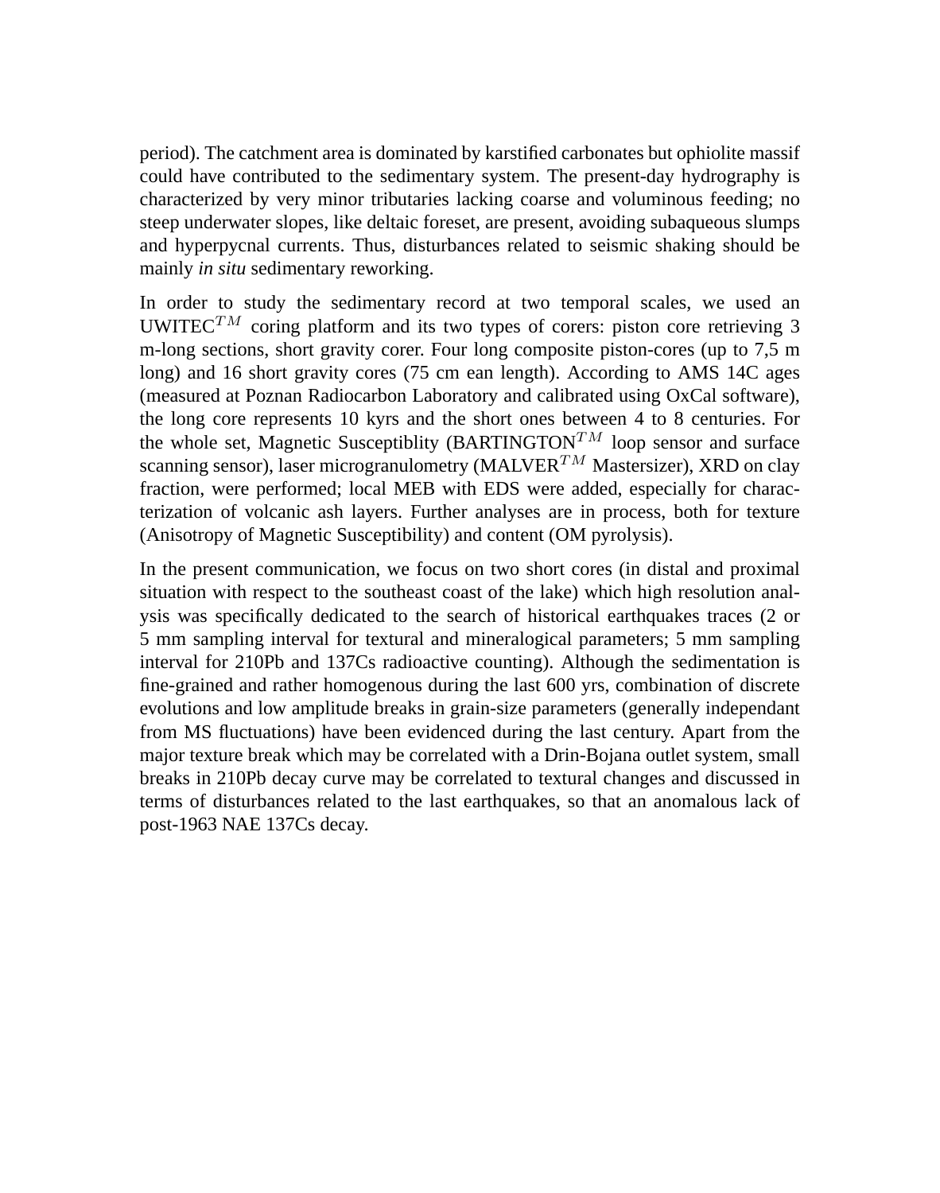period). The catchment area is dominated by karstified carbonates but ophiolite massif could have contributed to the sedimentary system. The present-day hydrography is characterized by very minor tributaries lacking coarse and voluminous feeding; no steep underwater slopes, like deltaic foreset, are present, avoiding subaqueous slumps and hyperpycnal currents. Thus, disturbances related to seismic shaking should be mainly *in situ* sedimentary reworking.

In order to study the sedimentary record at two temporal scales, we used an UWITEC$^{TM}$ coring platform and its two types of corers: piston core retrieving 3 m-long sections, short gravity corer. Four long composite piston-cores (up to 7,5 m long) and 16 short gravity cores (75 cm ean length). According to AMS 14C ages (measured at Poznan Radiocarbon Laboratory and calibrated using OxCal software), the long core represents 10 kyrs and the short ones between 4 to 8 centuries. For the whole set, Magnetic Susceptiblity (BARTINGTON$^{TM}$ loop sensor and surface scanning sensor), laser microgranulometry (MALVER$^{TM}$ Mastersizer), XRD on clay fraction, were performed; local MEB with EDS were added, especially for characterization of volcanic ash layers. Further analyses are in process, both for texture (Anisotropy of Magnetic Susceptibility) and content (OM pyrolysis).

In the present communication, we focus on two short cores (in distal and proximal situation with respect to the southeast coast of the lake) which high resolution analysis was specifically dedicated to the search of historical earthquakes traces (2 or 5 mm sampling interval for textural and mineralogical parameters; 5 mm sampling interval for 210Pb and 137Cs radioactive counting). Although the sedimentation is fine-grained and rather homogenous during the last 600 yrs, combination of discrete evolutions and low amplitude breaks in grain-size parameters (generally independant from MS fluctuations) have been evidenced during the last century. Apart from the major texture break which may be correlated with a Drin-Bojana outlet system, small breaks in 210Pb decay curve may be correlated to textural changes and discussed in terms of disturbances related to the last earthquakes, so that an anomalous lack of post-1963 NAE 137Cs decay.